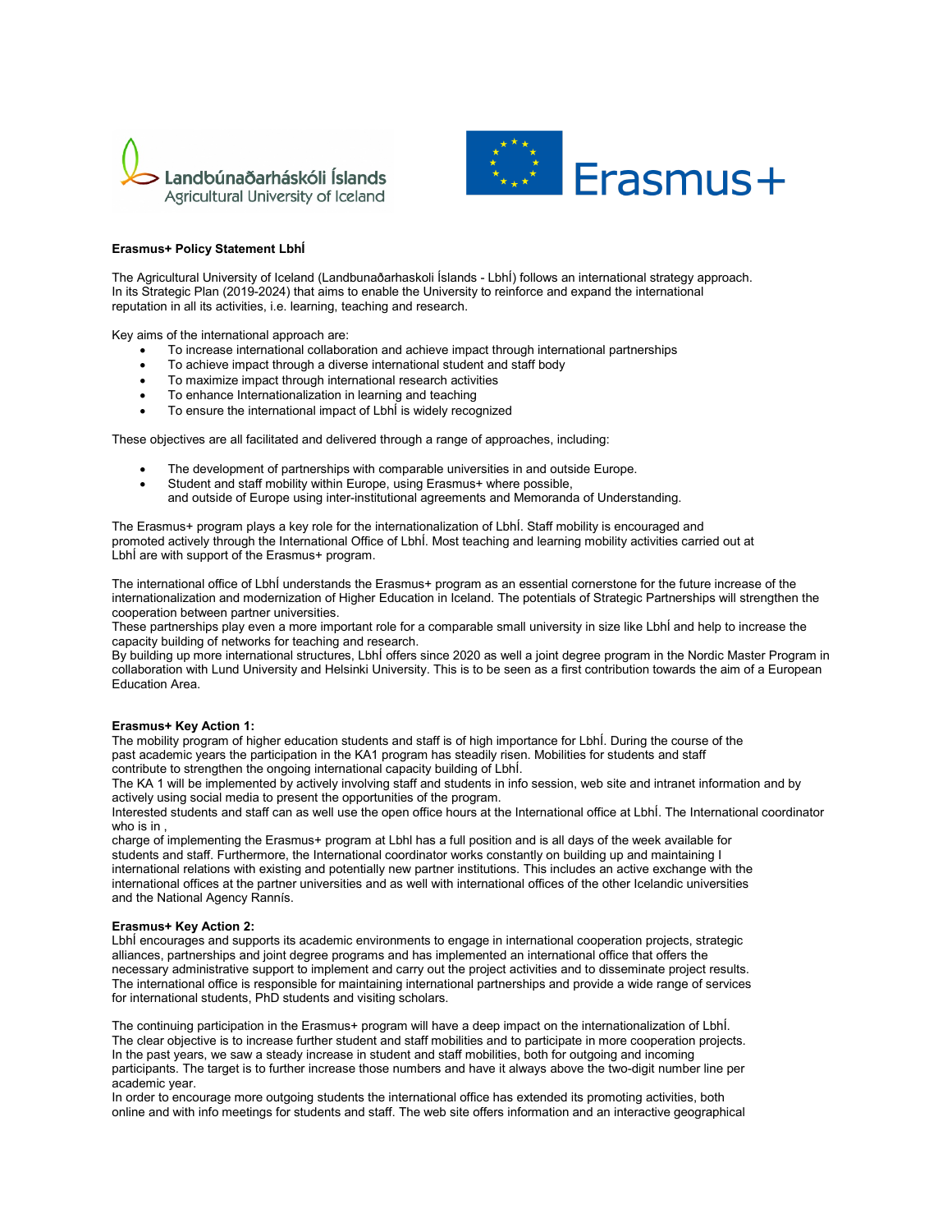Landbúnaðarháskóli Íslands
Agricultural University of Iceland

Erasmus+

**Erasmus+ Policy Statement LbhÍ**

The Agricultural University of Iceland (Landbunaðarhaskoli Íslands - LbhÍ) follows an international strategy approach. In its Strategic Plan (2019-2024) that aims to enable the University to reinforce and expand the international reputation in all its activities, i.e. learning, teaching and research.

Key aims of the international approach are:

- To increase international collaboration and achieve impact through international partnerships
- To achieve impact through a diverse international student and staff body
- To maximize impact through international research activities
- To enhance Internationalization in learning and teaching
- To ensure the international impact of LbhÍ is widely recognized

These objectives are all facilitated and delivered through a range of approaches, including:

- The development of partnerships with comparable universities in and outside Europe.
- Student and staff mobility within Europe, using Erasmus+ where possible,
  and outside of Europe using inter-institutional agreements and Memoranda of Understanding.

The Erasmus+ program plays a key role for the internationalization of LbhÍ. Staff mobility is encouraged and promoted actively through the International Office of LbhÍ. Most teaching and learning mobility activities carried out at LbhÍ are with support of the Erasmus+ program.

The international office of LbhÍ understands the Erasmus+ program as an essential cornerstone for the future increase of the internationalization and modernization of Higher Education in Iceland. The potentials of Strategic Partnerships will strengthen the cooperation between partner universities.
These partnerships play even a more important role for a comparable small university in size like LbhÍ and help to increase the capacity building of networks for teaching and research.
By building up more international structures, LbhÍ offers since 2020 as well a joint degree program in the Nordic Master Program in collaboration with Lund University and Helsinki University. This is to be seen as a first contribution towards the aim of a European Education Area.

**Erasmus+ Key Action 1:**
The mobility program of higher education students and staff is of high importance for LbhÍ. During the course of the past academic years the participation in the KA1 program has steadily risen. Mobilities for students and staff contribute to strengthen the ongoing international capacity building of LbhÍ.
The KA 1 will be implemented by actively involving staff and students in info session, web site and intranet information and by actively using social media to present the opportunities of the program.
Interested students and staff can as well use the open office hours at the International office at LbhÍ. The International coordinator who is in ,
charge of implementing the Erasmus+ program at LbhI has a full position and is all days of the week available for students and staff. Furthermore, the International coordinator works constantly on building up and maintaining I international relations with existing and potentially new partner institutions. This includes an active exchange with the international offices at the partner universities and as well with international offices of the other Icelandic universities and the National Agency Rannís.

**Erasmus+ Key Action 2:**
LbhÍ encourages and supports its academic environments to engage in international cooperation projects, strategic alliances, partnerships and joint degree programs and has implemented an international office that offers the necessary administrative support to implement and carry out the project activities and to disseminate project results. The international office is responsible for maintaining international partnerships and provide a wide range of services for international students, PhD students and visiting scholars.

The continuing participation in the Erasmus+ program will have a deep impact on the internationalization of LbhÍ. The clear objective is to increase further student and staff mobilities and to participate in more cooperation projects. In the past years, we saw a steady increase in student and staff mobilities, both for outgoing and incoming participants. The target is to further increase those numbers and have it always above the two-digit number line per academic year.
In order to encourage more outgoing students the international office has extended its promoting activities, both online and with info meetings for students and staff. The web site offers information and an interactive geographical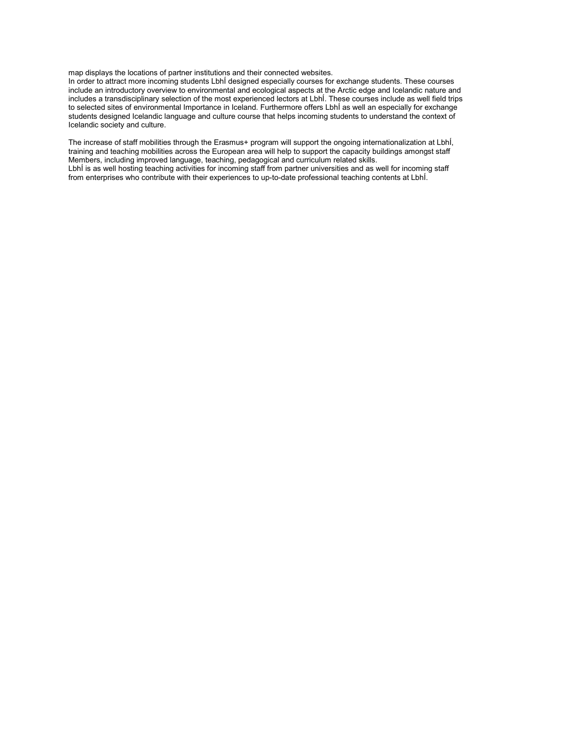map displays the locations of partner institutions and their connected websites.
In order to attract more incoming students LbhÍ designed especially courses for exchange students. These courses include an introductory overview to environmental and ecological aspects at the Arctic edge and Icelandic nature and includes a transdisciplinary selection of the most experienced lectors at LbhÍ. These courses include as well field trips to selected sites of environmental Importance in Iceland. Furthermore offers LbhÍ as well an especially for exchange students designed Icelandic language and culture course that helps incoming students to understand the context of Icelandic society and culture.

The increase of staff mobilities through the Erasmus+ program will support the ongoing internationalization at LbhÍ, training and teaching mobilities across the European area will help to support the capacity buildings amongst staff Members, including improved language, teaching, pedagogical and curriculum related skills.
LbhÍ is as well hosting teaching activities for incoming staff from partner universities and as well for incoming staff from enterprises who contribute with their experiences to up-to-date professional teaching contents at LbhÍ.